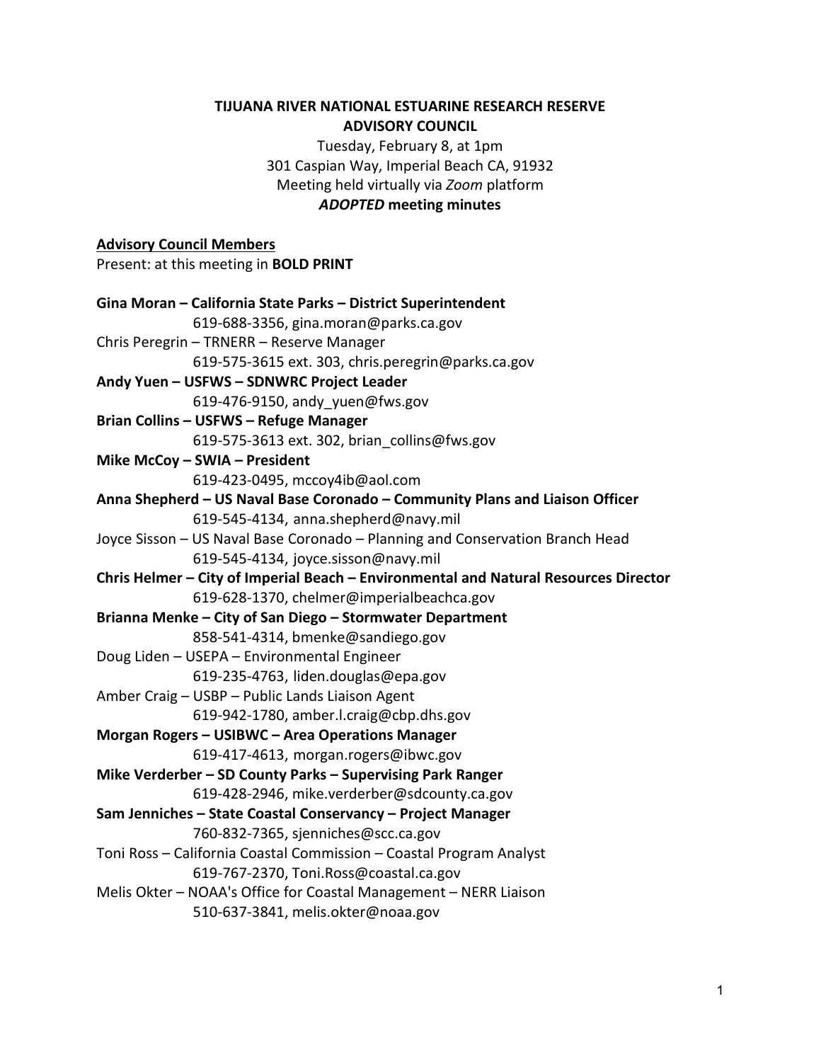**TIJUANA RIVER NATIONAL ESTUARINE RESEARCH RESERVE**
**ADVISORY COUNCIL**

Tuesday, February 8, at 1pm
301 Caspian Way, Imperial Beach CA, 91932
Meeting held virtually via *Zoom* platform
***ADOPTED* meeting minutes**

**Advisory Council Members**

Present: at this meeting in **BOLD PRINT**

**Gina Moran – California State Parks – District Superintendent**
619-688-3356, gina.moran@parks.ca.gov

Chris Peregrin – TRNERR – Reserve Manager
619-575-3615 ext. 303, chris.peregrin@parks.ca.gov

**Andy Yuen – USFWS – SDNWRC Project Leader**
619-476-9150, andy_yuen@fws.gov

**Brian Collins – USFWS – Refuge Manager**
619-575-3613 ext. 302, brian_collins@fws.gov

**Mike McCoy – SWIA – President**
619-423-0495, mccoy4ib@aol.com

**Anna Shepherd – US Naval Base Coronado – Community Plans and Liaison Officer**
619-545-4134, anna.shepherd@navy.mil

Joyce Sisson – US Naval Base Coronado – Planning and Conservation Branch Head
619-545-4134, joyce.sisson@navy.mil

**Chris Helmer – City of Imperial Beach – Environmental and Natural Resources Director**
619-628-1370, chelmer@imperialbeachca.gov

**Brianna Menke – City of San Diego – Stormwater Department**
858-541-4314, bmenke@sandiego.gov

Doug Liden – USEPA – Environmental Engineer
619-235-4763, liden.douglas@epa.gov

Amber Craig – USBP – Public Lands Liaison Agent
619-942-1780, amber.l.craig@cbp.dhs.gov

**Morgan Rogers – USIBWC – Area Operations Manager**
619-417-4613, morgan.rogers@ibwc.gov

**Mike Verderber – SD County Parks – Supervising Park Ranger**
619-428-2946, mike.verderber@sdcounty.ca.gov

**Sam Jenniches – State Coastal Conservancy – Project Manager**
760-832-7365, sjenniches@scc.ca.gov

Toni Ross – California Coastal Commission – Coastal Program Analyst
619-767-2370, Toni.Ross@coastal.ca.gov

Melis Okter – NOAA's Office for Coastal Management – NERR Liaison
510-637-3841, melis.okter@noaa.gov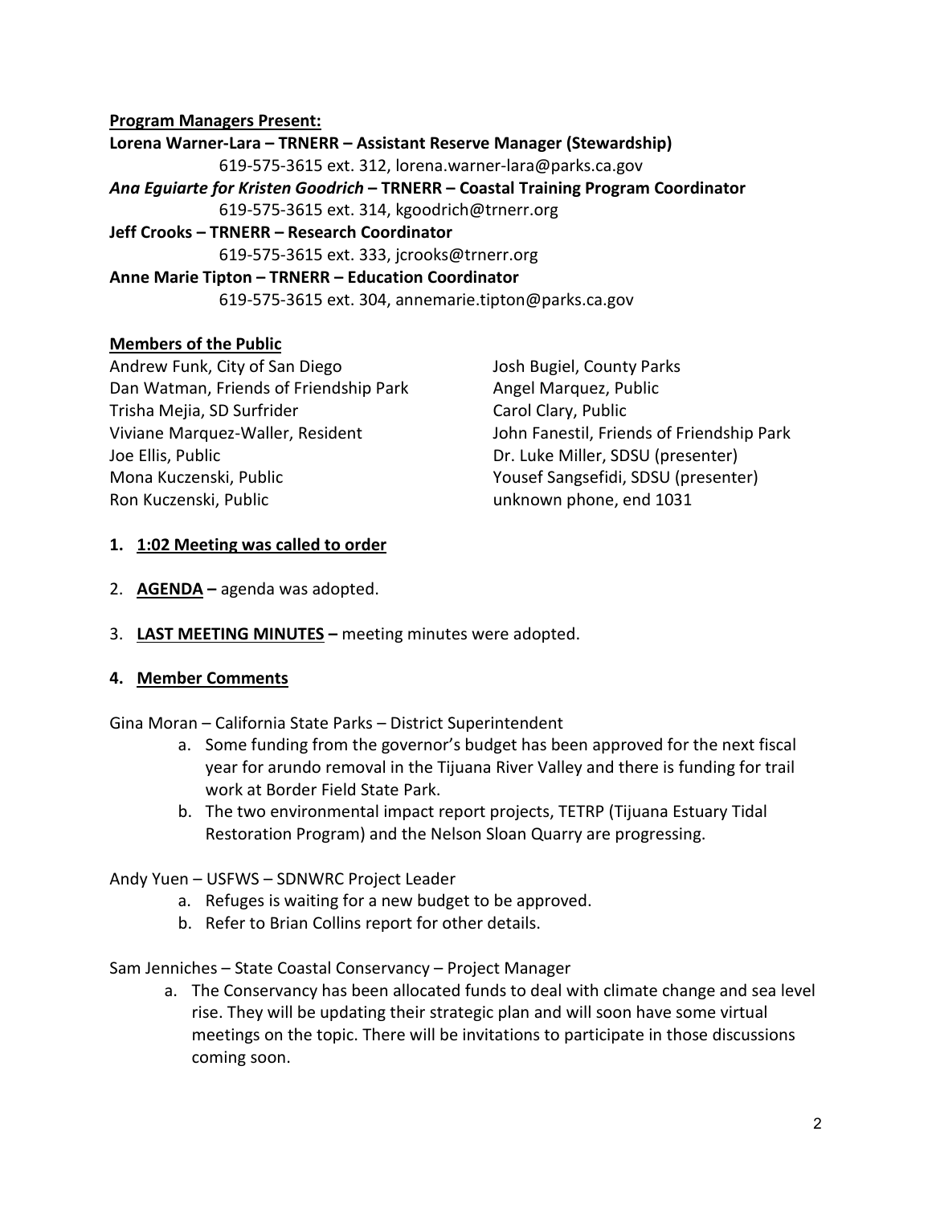**Program Managers Present:**

**Lorena Warner-Lara – TRNERR – Assistant Reserve Manager (Stewardship)**
619-575-3615 ext. 312, lorena.warner-lara@parks.ca.gov

***Ana Eguiarte for Kristen Goodrich*** **– TRNERR – Coastal Training Program Coordinator**
619-575-3615 ext. 314, kgoodrich@trnerr.org

**Jeff Crooks – TRNERR – Research Coordinator**
619-575-3615 ext. 333, jcrooks@trnerr.org

**Anne Marie Tipton – TRNERR – Education Coordinator**
619-575-3615 ext. 304, annemarie.tipton@parks.ca.gov

**Members of the Public**

Andrew Funk, City of San Diego
Dan Watman, Friends of Friendship Park
Trisha Mejia, SD Surfrider
Viviane Marquez-Waller, Resident
Joe Ellis, Public
Mona Kuczenski, Public
Ron Kuczenski, Public
Josh Bugiel, County Parks
Angel Marquez, Public
Carol Clary, Public
John Fanestil, Friends of Friendship Park
Dr. Luke Miller, SDSU (presenter)
Yousef Sangsefidi, SDSU (presenter)
unknown phone, end 1031

1. **1:02 Meeting was called to order**
2. **AGENDA –** agenda was adopted.
3. **LAST MEETING MINUTES –** meeting minutes were adopted.
4. **Member Comments**

Gina Moran – California State Parks – District Superintendent

a. Some funding from the governor's budget has been approved for the next fiscal year for arundo removal in the Tijuana River Valley and there is funding for trail work at Border Field State Park.
b. The two environmental impact report projects, TETRP (Tijuana Estuary Tidal Restoration Program) and the Nelson Sloan Quarry are progressing.

Andy Yuen – USFWS – SDNWRC Project Leader

a. Refuges is waiting for a new budget to be approved.
b. Refer to Brian Collins report for other details.

Sam Jenniches – State Coastal Conservancy – Project Manager

a. The Conservancy has been allocated funds to deal with climate change and sea level rise. They will be updating their strategic plan and will soon have some virtual meetings on the topic. There will be invitations to participate in those discussions coming soon.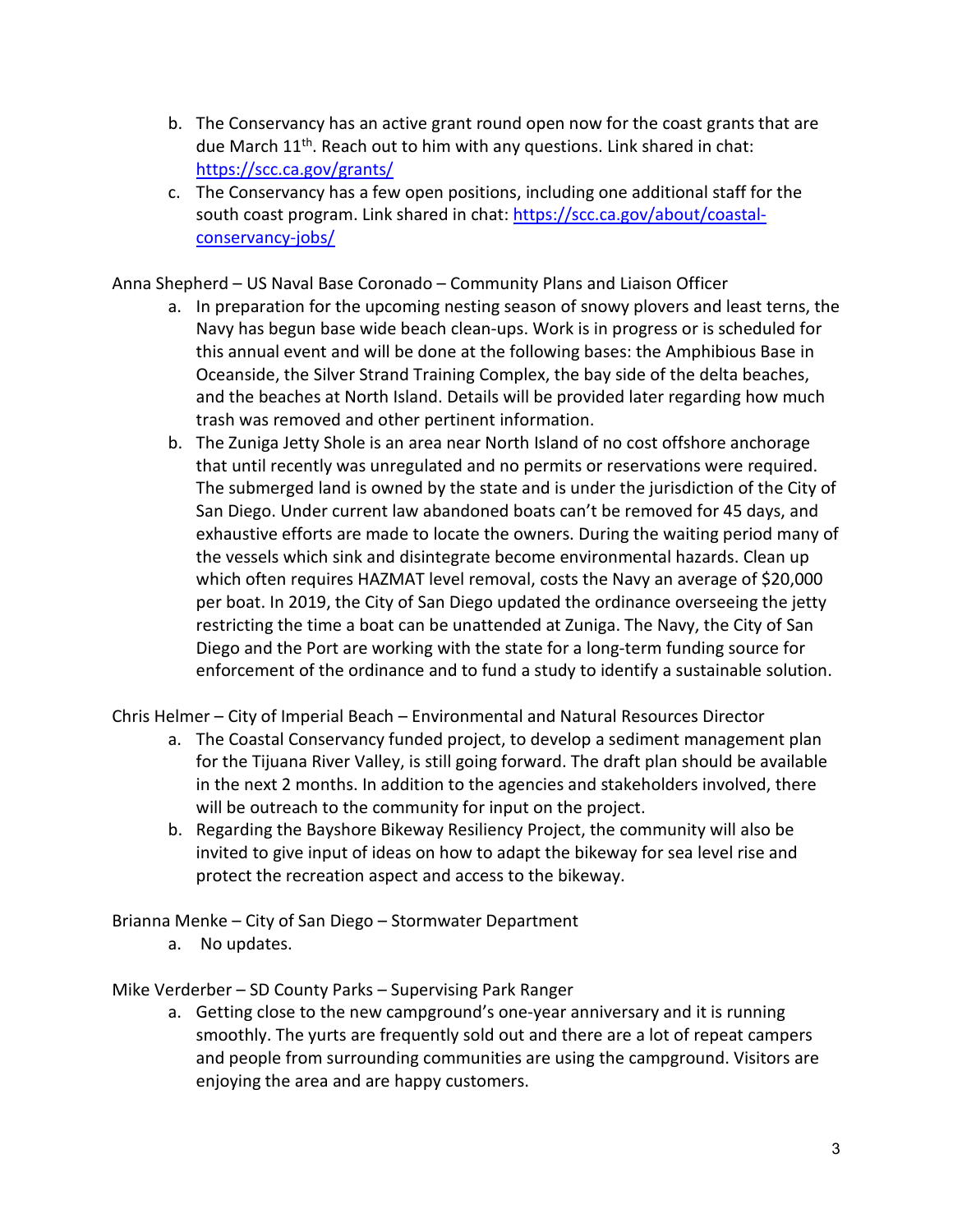b. The Conservancy has an active grant round open now for the coast grants that are due March 11th. Reach out to him with any questions. Link shared in chat: https://scc.ca.gov/grants/
c. The Conservancy has a few open positions, including one additional staff for the south coast program. Link shared in chat: https://scc.ca.gov/about/coastal-conservancy-jobs/

Anna Shepherd – US Naval Base Coronado – Community Plans and Liaison Officer

a. In preparation for the upcoming nesting season of snowy plovers and least terns, the Navy has begun base wide beach clean-ups. Work is in progress or is scheduled for this annual event and will be done at the following bases: the Amphibious Base in Oceanside, the Silver Strand Training Complex, the bay side of the delta beaches, and the beaches at North Island. Details will be provided later regarding how much trash was removed and other pertinent information.
b. The Zuniga Jetty Shole is an area near North Island of no cost offshore anchorage that until recently was unregulated and no permits or reservations were required. The submerged land is owned by the state and is under the jurisdiction of the City of San Diego. Under current law abandoned boats can't be removed for 45 days, and exhaustive efforts are made to locate the owners. During the waiting period many of the vessels which sink and disintegrate become environmental hazards. Clean up which often requires HAZMAT level removal, costs the Navy an average of $20,000 per boat. In 2019, the City of San Diego updated the ordinance overseeing the jetty restricting the time a boat can be unattended at Zuniga. The Navy, the City of San Diego and the Port are working with the state for a long-term funding source for enforcement of the ordinance and to fund a study to identify a sustainable solution.

Chris Helmer – City of Imperial Beach – Environmental and Natural Resources Director

a. The Coastal Conservancy funded project, to develop a sediment management plan for the Tijuana River Valley, is still going forward. The draft plan should be available in the next 2 months. In addition to the agencies and stakeholders involved, there will be outreach to the community for input on the project.
b. Regarding the Bayshore Bikeway Resiliency Project, the community will also be invited to give input of ideas on how to adapt the bikeway for sea level rise and protect the recreation aspect and access to the bikeway.

Brianna Menke – City of San Diego – Stormwater Department

a. No updates.

Mike Verderber – SD County Parks – Supervising Park Ranger

a. Getting close to the new campground's one-year anniversary and it is running smoothly. The yurts are frequently sold out and there are a lot of repeat campers and people from surrounding communities are using the campground. Visitors are enjoying the area and are happy customers.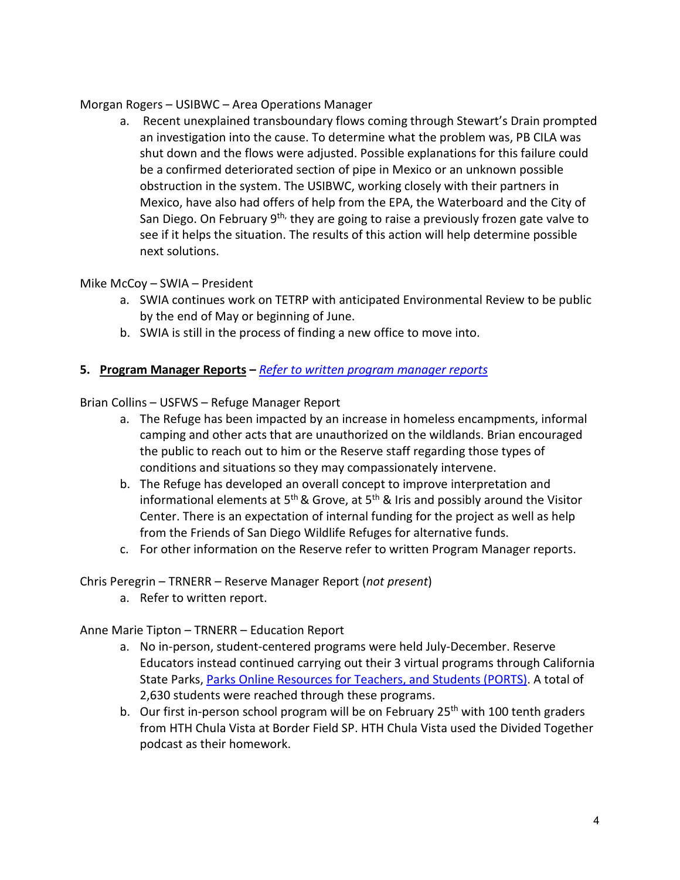Morgan Rogers – USIBWC – Area Operations Manager

a. Recent unexplained transboundary flows coming through Stewart's Drain prompted an investigation into the cause. To determine what the problem was, PB CILA was shut down and the flows were adjusted. Possible explanations for this failure could be a confirmed deteriorated section of pipe in Mexico or an unknown possible obstruction in the system. The USIBWC, working closely with their partners in Mexico, have also had offers of help from the EPA, the Waterboard and the City of San Diego. On February 9th, they are going to raise a previously frozen gate valve to see if it helps the situation. The results of this action will help determine possible next solutions.

Mike McCoy – SWIA – President

a. SWIA continues work on TETRP with anticipated Environmental Review to be public by the end of May or beginning of June.
b. SWIA is still in the process of finding a new office to move into.

**5. Program Manager Reports** – *Refer to written program manager reports*

Brian Collins – USFWS – Refuge Manager Report

a. The Refuge has been impacted by an increase in homeless encampments, informal camping and other acts that are unauthorized on the wildlands. Brian encouraged the public to reach out to him or the Reserve staff regarding those types of conditions and situations so they may compassionately intervene.
b. The Refuge has developed an overall concept to improve interpretation and informational elements at 5th & Grove, at 5th & Iris and possibly around the Visitor Center. There is an expectation of internal funding for the project as well as help from the Friends of San Diego Wildlife Refuges for alternative funds.
c. For other information on the Reserve refer to written Program Manager reports.

Chris Peregrin – TRNERR – Reserve Manager Report (*not present*)

a. Refer to written report.

Anne Marie Tipton – TRNERR – Education Report

a. No in-person, student-centered programs were held July-December. Reserve Educators instead continued carrying out their 3 virtual programs through California State Parks, Parks Online Resources for Teachers, and Students (PORTS). A total of 2,630 students were reached through these programs.
b. Our first in-person school program will be on February 25th with 100 tenth graders from HTH Chula Vista at Border Field SP. HTH Chula Vista used the Divided Together podcast as their homework.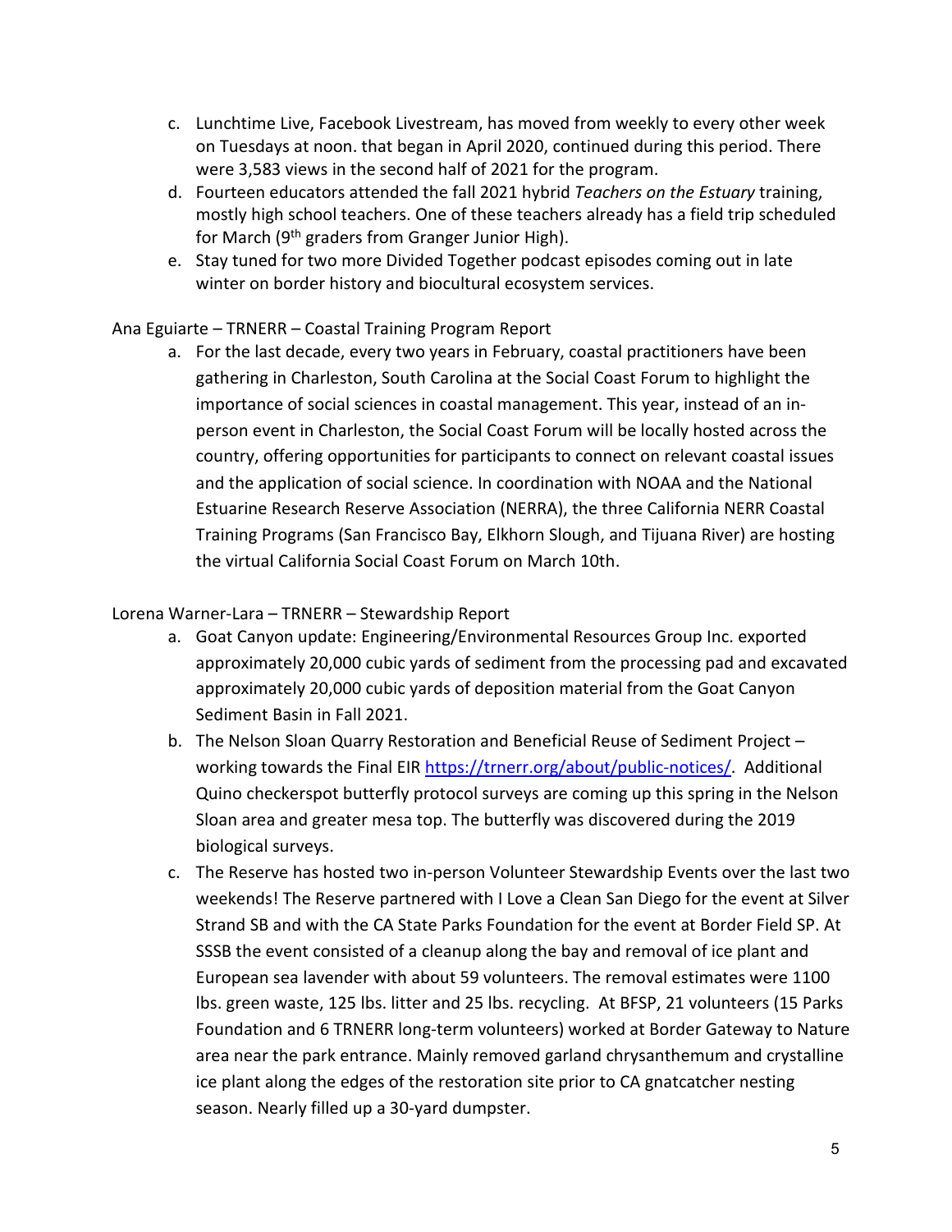c. Lunchtime Live, Facebook Livestream, has moved from weekly to every other week on Tuesdays at noon. that began in April 2020, continued during this period. There were 3,583 views in the second half of 2021 for the program.
d. Fourteen educators attended the fall 2021 hybrid *Teachers on the Estuary* training, mostly high school teachers. One of these teachers already has a field trip scheduled for March (9th graders from Granger Junior High).
e. Stay tuned for two more Divided Together podcast episodes coming out in late winter on border history and biocultural ecosystem services.

Ana Eguiarte – TRNERR – Coastal Training Program Report

a. For the last decade, every two years in February, coastal practitioners have been gathering in Charleston, South Carolina at the Social Coast Forum to highlight the importance of social sciences in coastal management. This year, instead of an in-person event in Charleston, the Social Coast Forum will be locally hosted across the country, offering opportunities for participants to connect on relevant coastal issues and the application of social science. In coordination with NOAA and the National Estuarine Research Reserve Association (NERRA), the three California NERR Coastal Training Programs (San Francisco Bay, Elkhorn Slough, and Tijuana River) are hosting the virtual California Social Coast Forum on March 10th.

Lorena Warner-Lara – TRNERR – Stewardship Report

a. Goat Canyon update: Engineering/Environmental Resources Group Inc. exported approximately 20,000 cubic yards of sediment from the processing pad and excavated approximately 20,000 cubic yards of deposition material from the Goat Canyon Sediment Basin in Fall 2021.
b. The Nelson Sloan Quarry Restoration and Beneficial Reuse of Sediment Project – working towards the Final EIR https://trnerr.org/about/public-notices/. Additional Quino checkerspot butterfly protocol surveys are coming up this spring in the Nelson Sloan area and greater mesa top. The butterfly was discovered during the 2019 biological surveys.
c. The Reserve has hosted two in-person Volunteer Stewardship Events over the last two weekends! The Reserve partnered with I Love a Clean San Diego for the event at Silver Strand SB and with the CA State Parks Foundation for the event at Border Field SP. At SSSB the event consisted of a cleanup along the bay and removal of ice plant and European sea lavender with about 59 volunteers. The removal estimates were 1100 lbs. green waste, 125 lbs. litter and 25 lbs. recycling. At BFSP, 21 volunteers (15 Parks Foundation and 6 TRNERR long-term volunteers) worked at Border Gateway to Nature area near the park entrance. Mainly removed garland chrysanthemum and crystalline ice plant along the edges of the restoration site prior to CA gnatcatcher nesting season. Nearly filled up a 30-yard dumpster.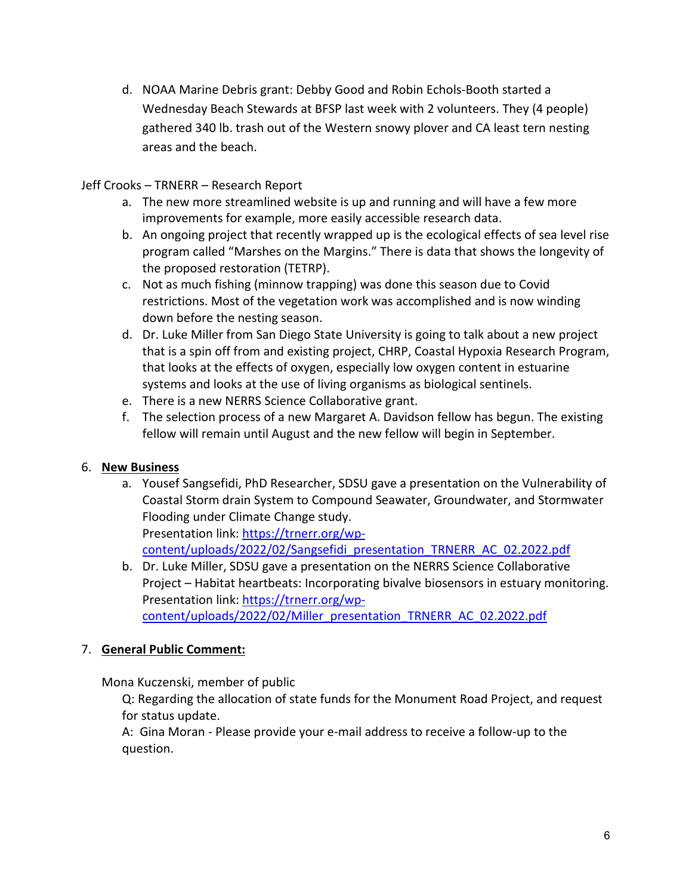d. NOAA Marine Debris grant: Debby Good and Robin Echols-Booth started a Wednesday Beach Stewards at BFSP last week with 2 volunteers. They (4 people) gathered 340 lb. trash out of the Western snowy plover and CA least tern nesting areas and the beach.

Jeff Crooks – TRNERR – Research Report

a. The new more streamlined website is up and running and will have a few more improvements for example, more easily accessible research data.
b. An ongoing project that recently wrapped up is the ecological effects of sea level rise program called "Marshes on the Margins." There is data that shows the longevity of the proposed restoration (TETRP).
c. Not as much fishing (minnow trapping) was done this season due to Covid restrictions. Most of the vegetation work was accomplished and is now winding down before the nesting season.
d. Dr. Luke Miller from San Diego State University is going to talk about a new project that is a spin off from and existing project, CHRP, Coastal Hypoxia Research Program, that looks at the effects of oxygen, especially low oxygen content in estuarine systems and looks at the use of living organisms as biological sentinels.
e. There is a new NERRS Science Collaborative grant.
f. The selection process of a new Margaret A. Davidson fellow has begun. The existing fellow will remain until August and the new fellow will begin in September.

6. **New Business**
   a. Yousef Sangsefidi, PhD Researcher, SDSU gave a presentation on the Vulnerability of Coastal Storm drain System to Compound Seawater, Groundwater, and Stormwater Flooding under Climate Change study.
   Presentation link: [https://trnerr.org/wp-content/uploads/2022/02/Sangsefidi_presentation_TRNERR_AC_02.2022.pdf](https://trnerr.org/wp-content/uploads/2022/02/Sangsefidi_presentation_TRNERR_AC_02.2022.pdf)
   b. Dr. Luke Miller, SDSU gave a presentation on the NERRS Science Collaborative Project – Habitat heartbeats: Incorporating bivalve biosensors in estuary monitoring.
   Presentation link: [https://trnerr.org/wp-content/uploads/2022/02/Miller_presentation_TRNERR_AC_02.2022.pdf](https://trnerr.org/wp-content/uploads/2022/02/Miller_presentation_TRNERR_AC_02.2022.pdf)

7. **General Public Comment:**

   Mona Kuczenski, member of public

   Q: Regarding the allocation of state funds for the Monument Road Project, and request for status update.

   A: Gina Moran - Please provide your e-mail address to receive a follow-up to the question.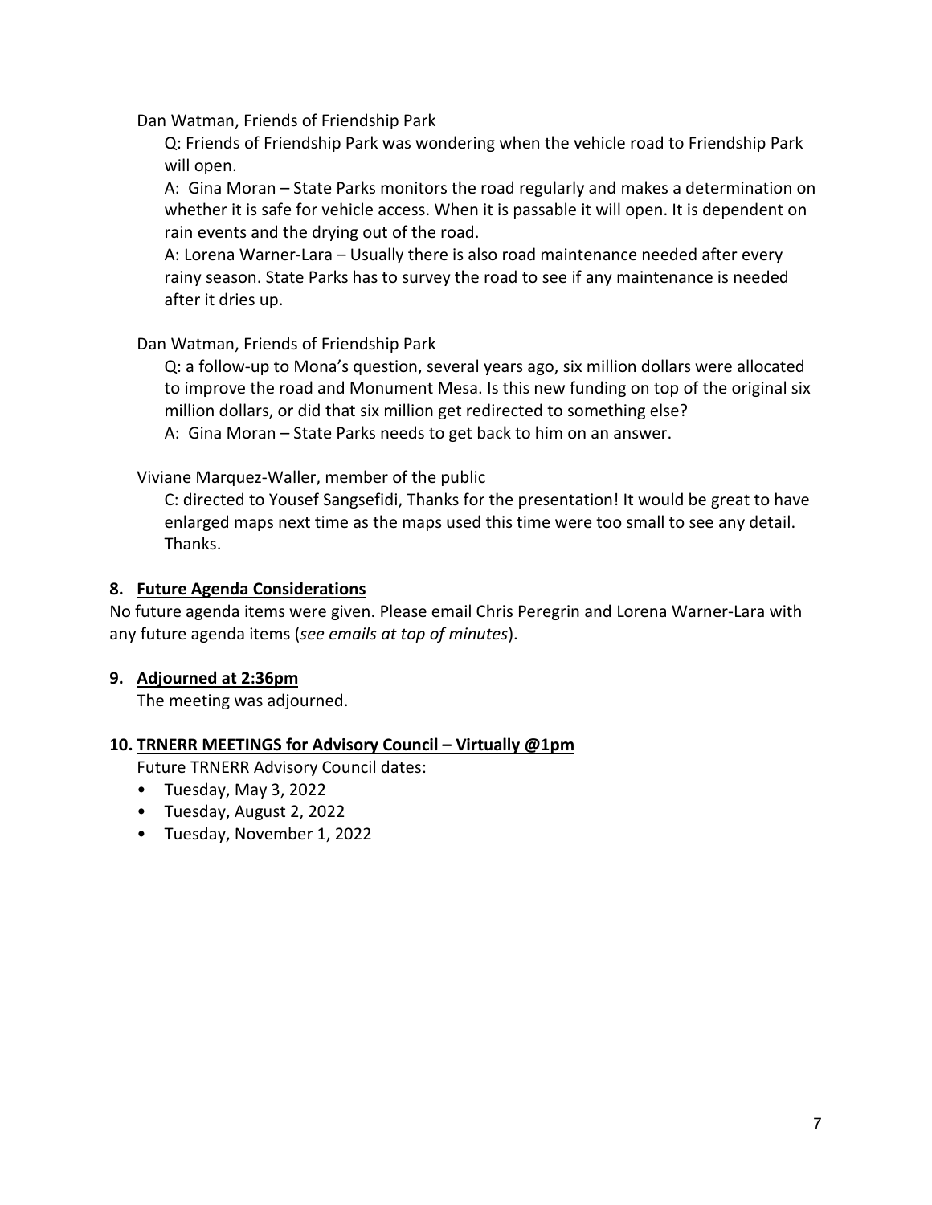Dan Watman, Friends of Friendship Park

Q: Friends of Friendship Park was wondering when the vehicle road to Friendship Park will open.

A: Gina Moran – State Parks monitors the road regularly and makes a determination on whether it is safe for vehicle access. When it is passable it will open. It is dependent on rain events and the drying out of the road.

A: Lorena Warner-Lara – Usually there is also road maintenance needed after every rainy season. State Parks has to survey the road to see if any maintenance is needed after it dries up.

Dan Watman, Friends of Friendship Park

Q: a follow-up to Mona's question, several years ago, six million dollars were allocated to improve the road and Monument Mesa. Is this new funding on top of the original six million dollars, or did that six million get redirected to something else?

A: Gina Moran – State Parks needs to get back to him on an answer.

Viviane Marquez-Waller, member of the public

C: directed to Yousef Sangsefidi, Thanks for the presentation! It would be great to have enlarged maps next time as the maps used this time were too small to see any detail. Thanks.

## 8. Future Agenda Considerations

No future agenda items were given. Please email Chris Peregrin and Lorena Warner-Lara with any future agenda items (*see emails at top of minutes*).

## 9. Adjourned at 2:36pm

The meeting was adjourned.

## 10. TRNERR MEETINGS for Advisory Council – Virtually @1pm

Future TRNERR Advisory Council dates:

- Tuesday, May 3, 2022
- Tuesday, August 2, 2022
- Tuesday, November 1, 2022